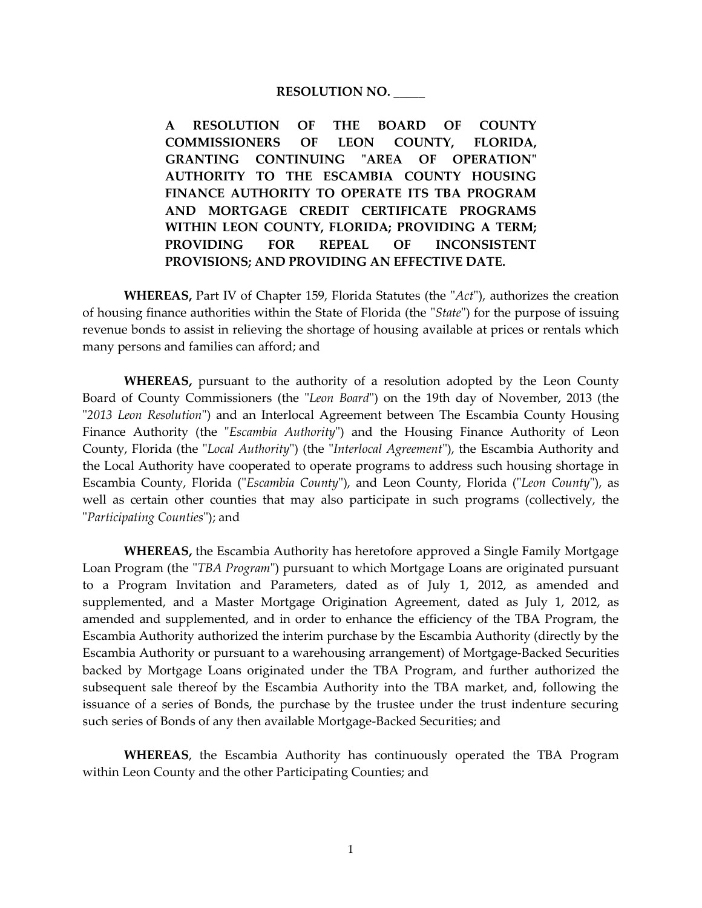**RESOLUTION NO. _____**

**A RESOLUTION OF THE BOARD OF COUNTY COMMISSIONERS OF LEON COUNTY, FLORIDA, GRANTING CONTINUING "AREA OF OPERATION" AUTHORITY TO THE ESCAMBIA COUNTY HOUSING FINANCE AUTHORITY TO OPERATE ITS TBA PROGRAM AND MORTGAGE CREDIT CERTIFICATE PROGRAMS WITHIN LEON COUNTY, FLORIDA; PROVIDING A TERM; PROVIDING FOR REPEAL OF INCONSISTENT PROVISIONS; AND PROVIDING AN EFFECTIVE DATE.**

**WHEREAS,** Part IV of Chapter 159, Florida Statutes (the "*Act*"), authorizes the creation of housing finance authorities within the State of Florida (the "*State*") for the purpose of issuing revenue bonds to assist in relieving the shortage of housing available at prices or rentals which many persons and families can afford; and

**WHEREAS,** pursuant to the authority of a resolution adopted by the Leon County Board of County Commissioners (the "*Leon Board*") on the 19th day of November, 2013 (the "*2013 Leon Resolution*") and an Interlocal Agreement between The Escambia County Housing Finance Authority (the "*Escambia Authority*") and the Housing Finance Authority of Leon County, Florida (the "*Local Authority*") (the "*Interlocal Agreement*"), the Escambia Authority and the Local Authority have cooperated to operate programs to address such housing shortage in Escambia County, Florida ("*Escambia County*"), and Leon County, Florida ("*Leon County*"), as well as certain other counties that may also participate in such programs (collectively, the "*Participating Counties*"); and

**WHEREAS,** the Escambia Authority has heretofore approved a Single Family Mortgage Loan Program (the "*TBA Program*") pursuant to which Mortgage Loans are originated pursuant to a Program Invitation and Parameters, dated as of July 1, 2012, as amended and supplemented, and a Master Mortgage Origination Agreement, dated as July 1, 2012, as amended and supplemented, and in order to enhance the efficiency of the TBA Program, the Escambia Authority authorized the interim purchase by the Escambia Authority (directly by the Escambia Authority or pursuant to a warehousing arrangement) of Mortgage-Backed Securities backed by Mortgage Loans originated under the TBA Program, and further authorized the subsequent sale thereof by the Escambia Authority into the TBA market, and, following the issuance of a series of Bonds, the purchase by the trustee under the trust indenture securing such series of Bonds of any then available Mortgage-Backed Securities; and

**WHEREAS**, the Escambia Authority has continuously operated the TBA Program within Leon County and the other Participating Counties; and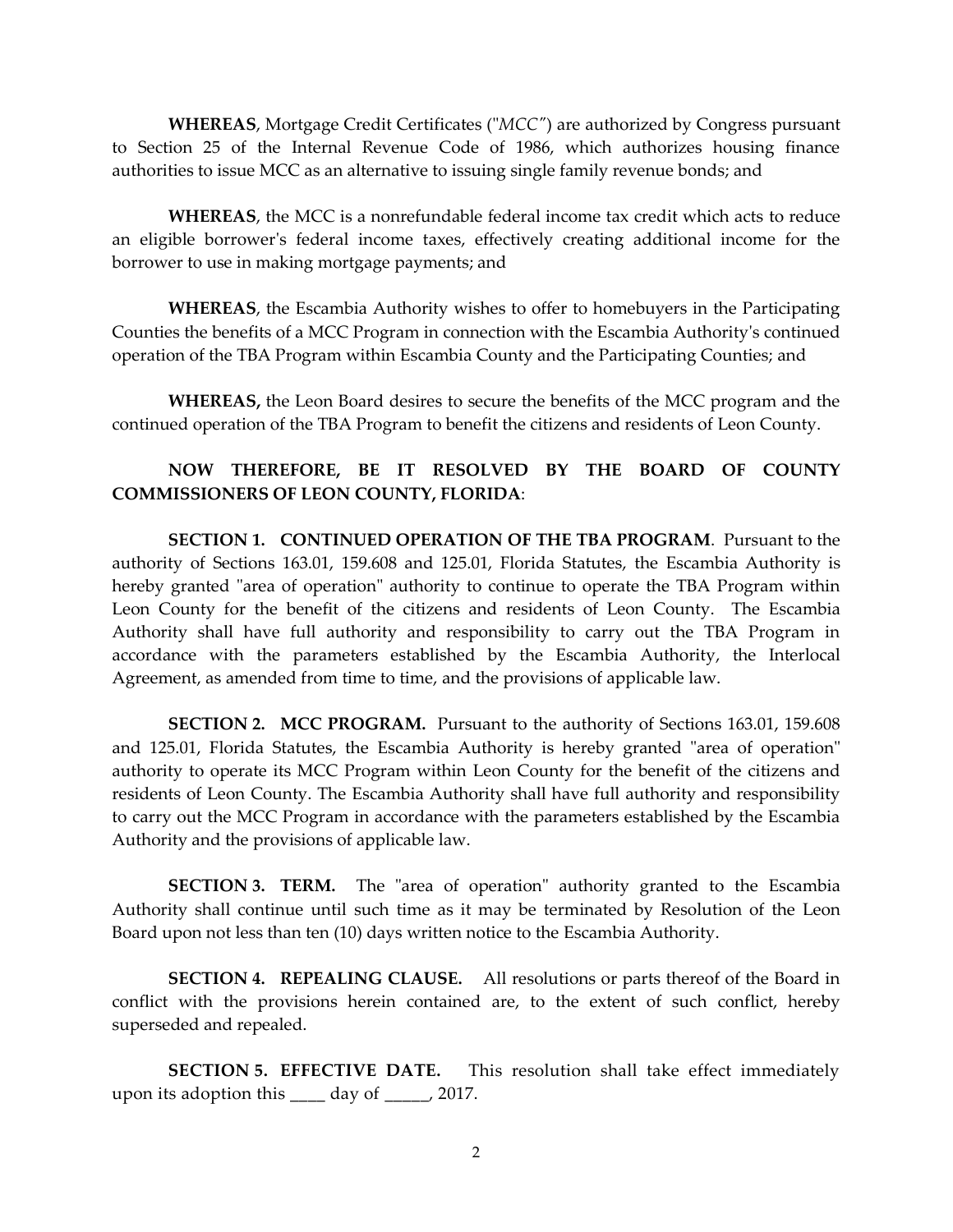**WHEREAS**, Mortgage Credit Certificates ("*MCC"*) are authorized by Congress pursuant to Section 25 of the Internal Revenue Code of 1986, which authorizes housing finance authorities to issue MCC as an alternative to issuing single family revenue bonds; and

**WHEREAS**, the MCC is a nonrefundable federal income tax credit which acts to reduce an eligible borrower's federal income taxes, effectively creating additional income for the borrower to use in making mortgage payments; and

**WHEREAS**, the Escambia Authority wishes to offer to homebuyers in the Participating Counties the benefits of a MCC Program in connection with the Escambia Authority's continued operation of the TBA Program within Escambia County and the Participating Counties; and

**WHEREAS,** the Leon Board desires to secure the benefits of the MCC program and the continued operation of the TBA Program to benefit the citizens and residents of Leon County.

**NOW THEREFORE, BE IT RESOLVED BY THE BOARD OF COUNTY COMMISSIONERS OF LEON COUNTY, FLORIDA**:

**SECTION 1. CONTINUED OPERATION OF THE TBA PROGRAM**. Pursuant to the authority of Sections 163.01, 159.608 and 125.01, Florida Statutes, the Escambia Authority is hereby granted "area of operation" authority to continue to operate the TBA Program within Leon County for the benefit of the citizens and residents of Leon County. The Escambia Authority shall have full authority and responsibility to carry out the TBA Program in accordance with the parameters established by the Escambia Authority, the Interlocal Agreement, as amended from time to time, and the provisions of applicable law.

**SECTION 2. MCC PROGRAM.** Pursuant to the authority of Sections 163.01, 159.608 and 125.01, Florida Statutes, the Escambia Authority is hereby granted "area of operation" authority to operate its MCC Program within Leon County for the benefit of the citizens and residents of Leon County. The Escambia Authority shall have full authority and responsibility to carry out the MCC Program in accordance with the parameters established by the Escambia Authority and the provisions of applicable law.

**SECTION 3. TERM.** The "area of operation" authority granted to the Escambia Authority shall continue until such time as it may be terminated by Resolution of the Leon Board upon not less than ten (10) days written notice to the Escambia Authority.

**SECTION 4. REPEALING CLAUSE.** All resolutions or parts thereof of the Board in conflict with the provisions herein contained are, to the extent of such conflict, hereby superseded and repealed.

**SECTION 5. EFFECTIVE DATE.** This resolution shall take effect immediately upon its adoption this ____ day of _____, 2017.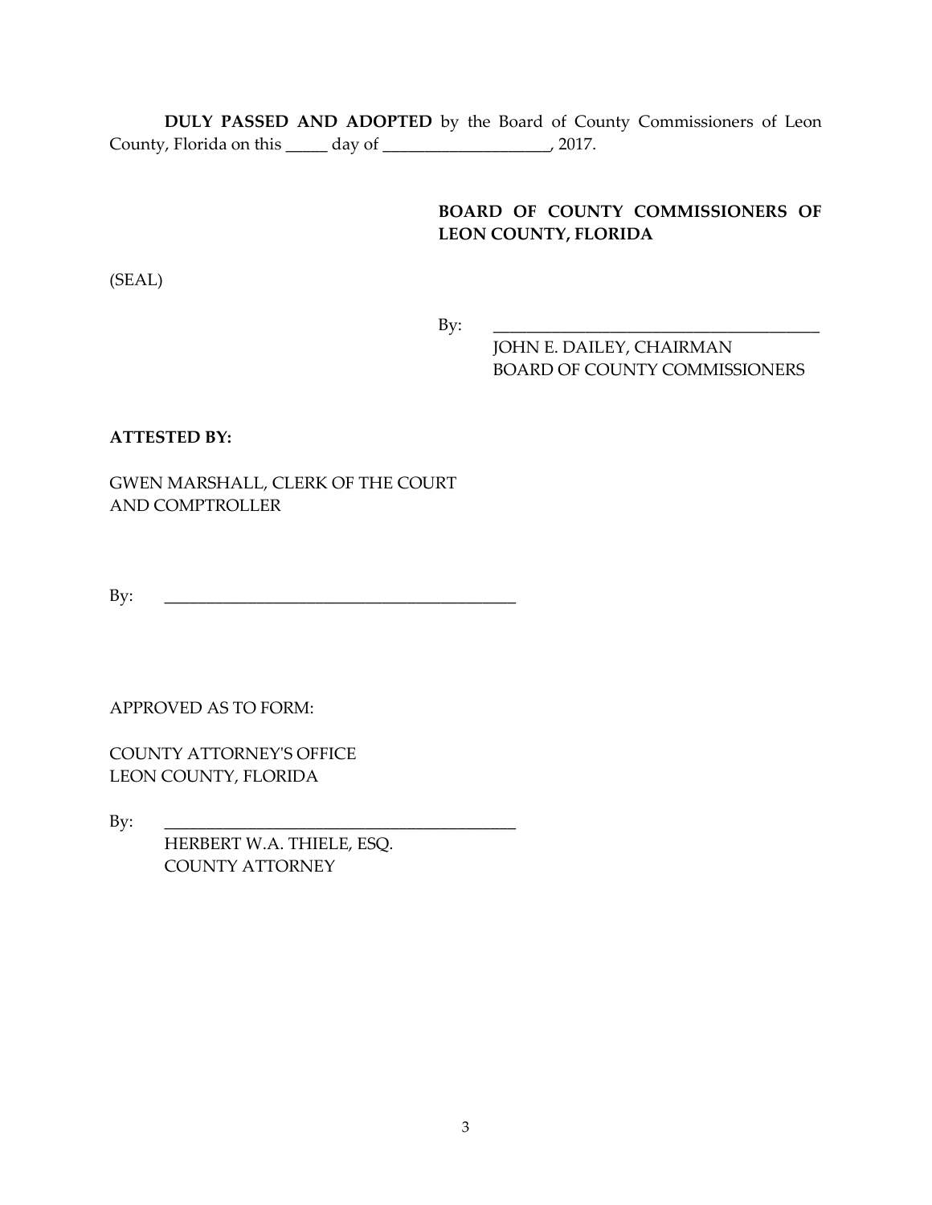**DULY PASSED AND ADOPTED** by the Board of County Commissioners of Leon County, Florida on this _____ day of ____________________, 2017.

**BOARD OF COUNTY COMMISSIONERS OF LEON COUNTY, FLORIDA**

(SEAL)

By: _________________________________________
JOHN E. DAILEY, CHAIRMAN
BOARD OF COUNTY COMMISSIONERS

**ATTESTED BY:**

GWEN MARSHALL, CLERK OF THE COURT
AND COMPTROLLER

By: _____________________________________________

APPROVED AS TO FORM:

COUNTY ATTORNEY'S OFFICE
LEON COUNTY, FLORIDA

By: _____________________________________________
HERBERT W.A. THIELE, ESQ.
COUNTY ATTORNEY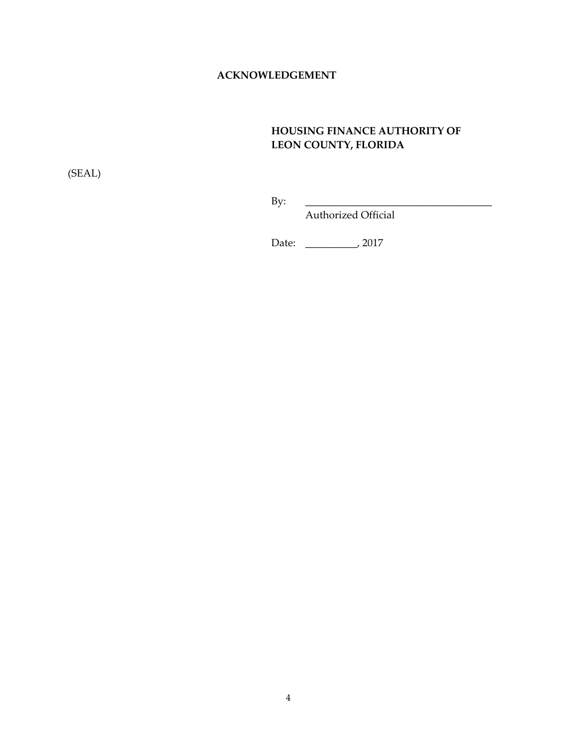**ACKNOWLEDGEMENT**

**HOUSING FINANCE AUTHORITY OF LEON COUNTY, FLORIDA**

(SEAL)

By: ______________________________________
Authorized Official

Date: __________, 2017